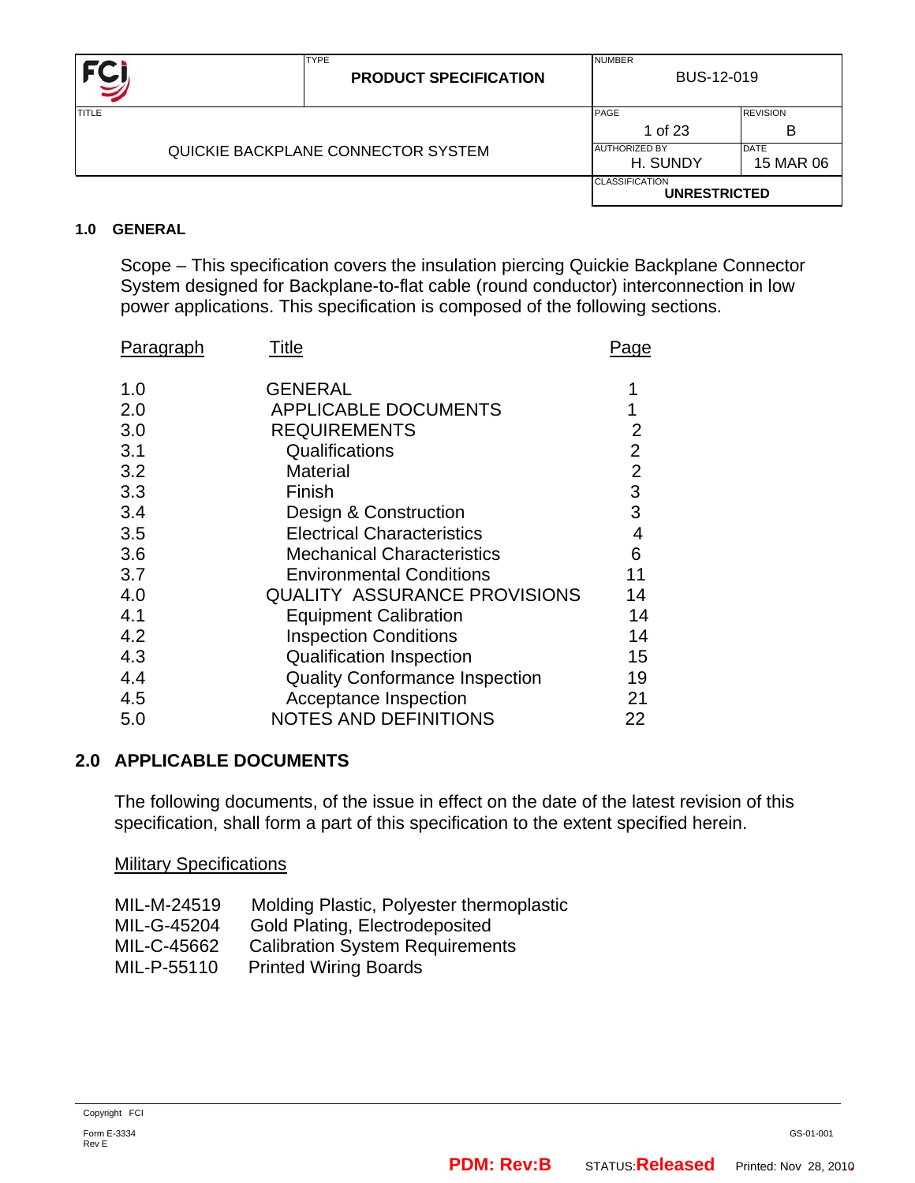| FCI | TYPE: **PRODUCT SPECIFICATION** | NUMBER: BUS-12-019 | |
|---|---|---|---|
| TITLE: QUICKIE BACKPLANE CONNECTOR SYSTEM | | PAGE: 1 of 23 | REVISION: B |
| | | AUTHORIZED BY: H. SUNDY | DATE: 15 MAR 06 |
| | | CLASSIFICATION: **UNRESTRICTED** | |

## 1.0 GENERAL

Scope – This specification covers the insulation piercing Quickie Backplane Connector System designed for Backplane-to-flat cable (round conductor) interconnection in low power applications. This specification is composed of the following sections.

| Paragraph | Title | Page |
|---|---|---|
| 1.0 | GENERAL | 1 |
| 2.0 | APPLICABLE DOCUMENTS | 1 |
| 3.0 | REQUIREMENTS | 2 |
| 3.1 | Qualifications | 2 |
| 3.2 | Material | 2 |
| 3.3 | Finish | 3 |
| 3.4 | Design & Construction | 3 |
| 3.5 | Electrical Characteristics | 4 |
| 3.6 | Mechanical Characteristics | 6 |
| 3.7 | Environmental Conditions | 11 |
| 4.0 | QUALITY ASSURANCE PROVISIONS | 14 |
| 4.1 | Equipment Calibration | 14 |
| 4.2 | Inspection Conditions | 14 |
| 4.3 | Qualification Inspection | 15 |
| 4.4 | Quality Conformance Inspection | 19 |
| 4.5 | Acceptance Inspection | 21 |
| 5.0 | NOTES AND DEFINITIONS | 22 |

## 2.0 APPLICABLE DOCUMENTS

The following documents, of the issue in effect on the date of the latest revision of this specification, shall form a part of this specification to the extent specified herein.

Military Specifications

| | |
|---|---|
| MIL-M-24519 | Molding Plastic, Polyester thermoplastic |
| MIL-G-45204 | Gold Plating, Electrodeposited |
| MIL-C-45662 | Calibration System Requirements |
| MIL-P-55110 | Printed Wiring Boards |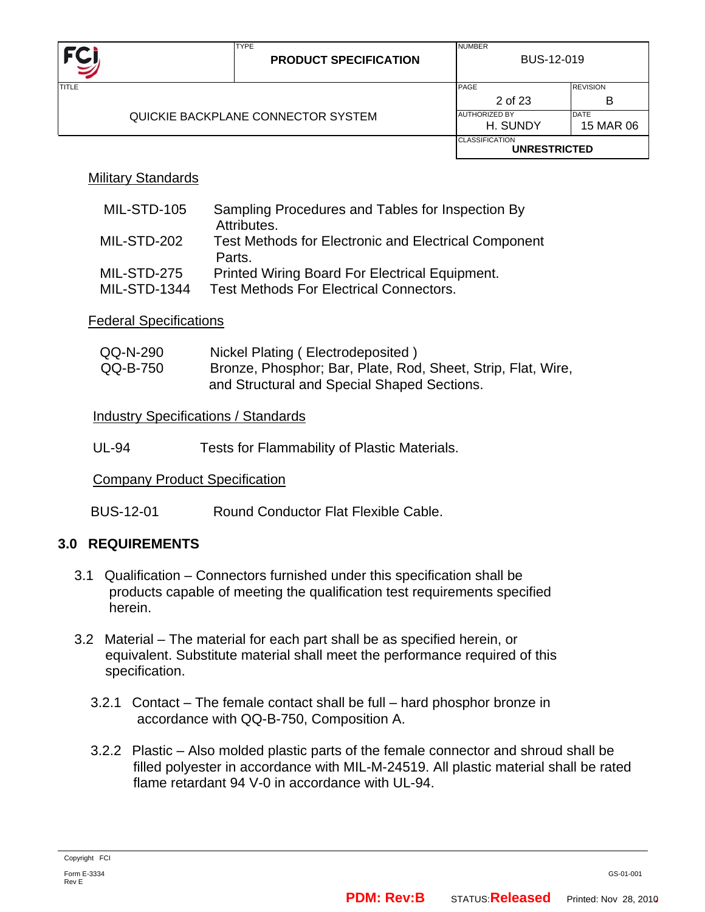Military Standards

| | |
|---|---|
| MIL-STD-105 | Sampling Procedures and Tables for Inspection By Attributes. |
| MIL-STD-202 | Test Methods for Electronic and Electrical Component Parts. |
| MIL-STD-275 | Printed Wiring Board For Electrical Equipment. |
| MIL-STD-1344 | Test Methods For Electrical Connectors. |

Federal Specifications

| | |
|---|---|
| QQ-N-290 | Nickel Plating ( Electrodeposited ) |
| QQ-B-750 | Bronze, Phosphor; Bar, Plate, Rod, Sheet, Strip, Flat, Wire, and Structural and Special Shaped Sections. |

Industry Specifications / Standards

| | |
|---|---|
| UL-94 | Tests for Flammability of Plastic Materials. |

Company Product Specification

| | |
|---|---|
| BUS-12-01 | Round Conductor Flat Flexible Cable. |

## 3.0 REQUIREMENTS

3.1 Qualification – Connectors furnished under this specification shall be products capable of meeting the qualification test requirements specified herein.

3.2 Material – The material for each part shall be as specified herein, or equivalent. Substitute material shall meet the performance required of this specification.

3.2.1 Contact – The female contact shall be full – hard phosphor bronze in accordance with QQ-B-750, Composition A.

3.2.2 Plastic – Also molded plastic parts of the female connector and shroud shall be filled polyester in accordance with MIL-M-24519. All plastic material shall be rated flame retardant 94 V-0 in accordance with UL-94.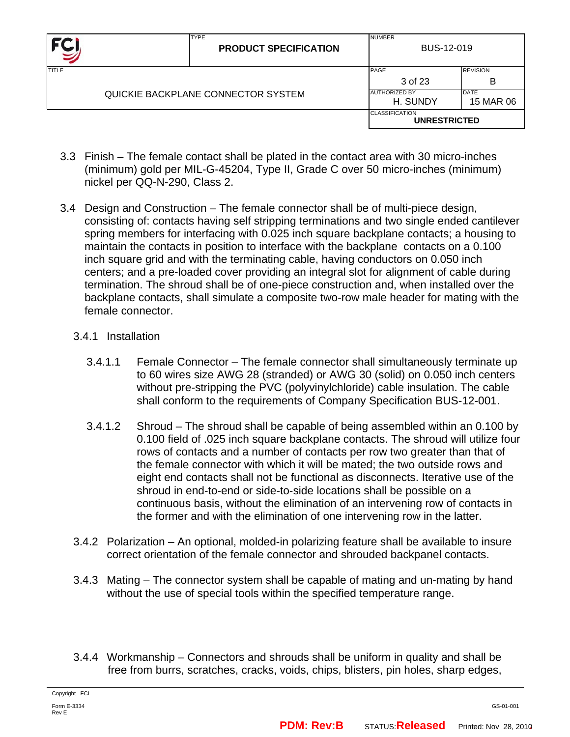3.3 Finish – The female contact shall be plated in the contact area with 30 micro-inches (minimum) gold per MIL-G-45204, Type II, Grade C over 50 micro-inches (minimum) nickel per QQ-N-290, Class 2.

3.4 Design and Construction – The female connector shall be of multi-piece design, consisting of: contacts having self stripping terminations and two single ended cantilever spring members for interfacing with 0.025 inch square backplane contacts; a housing to maintain the contacts in position to interface with the backplane contacts on a 0.100 inch square grid and with the terminating cable, having conductors on 0.050 inch centers; and a pre-loaded cover providing an integral slot for alignment of cable during termination. The shroud shall be of one-piece construction and, when installed over the backplane contacts, shall simulate a composite two-row male header for mating with the female connector.

3.4.1 Installation

3.4.1.1 Female Connector – The female connector shall simultaneously terminate up to 60 wires size AWG 28 (stranded) or AWG 30 (solid) on 0.050 inch centers without pre-stripping the PVC (polyvinylchloride) cable insulation. The cable shall conform to the requirements of Company Specification BUS-12-001.

3.4.1.2 Shroud – The shroud shall be capable of being assembled within an 0.100 by 0.100 field of .025 inch square backplane contacts. The shroud will utilize four rows of contacts and a number of contacts per row two greater than that of the female connector with which it will be mated; the two outside rows and eight end contacts shall not be functional as disconnects. Iterative use of the shroud in end-to-end or side-to-side locations shall be possible on a continuous basis, without the elimination of an intervening row of contacts in the former and with the elimination of one intervening row in the latter.

3.4.2 Polarization – An optional, molded-in polarizing feature shall be available to insure correct orientation of the female connector and shrouded backpanel contacts.

3.4.3 Mating – The connector system shall be capable of mating and un-mating by hand without the use of special tools within the specified temperature range.

3.4.4 Workmanship – Connectors and shrouds shall be uniform in quality and shall be free from burrs, scratches, cracks, voids, chips, blisters, pin holes, sharp edges,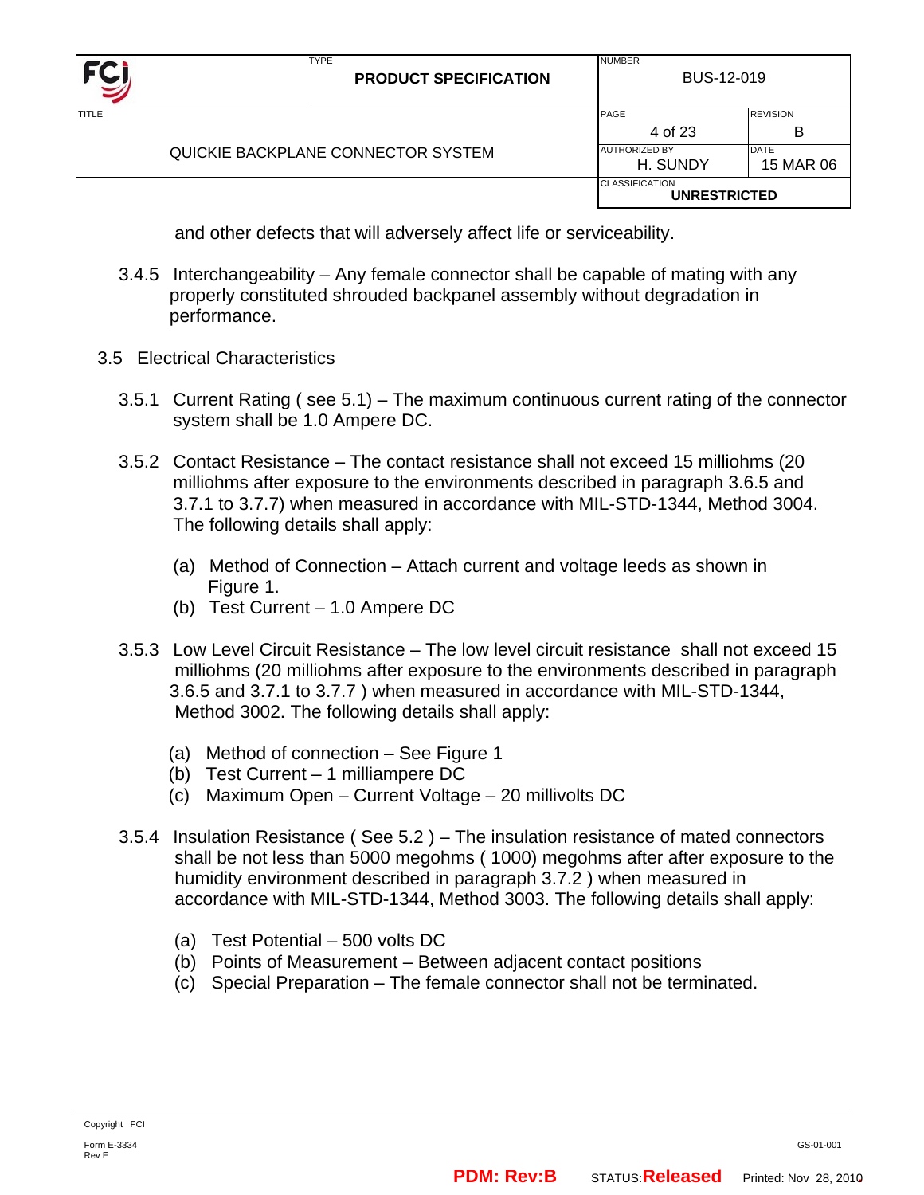and other defects that will adversely affect life or serviceability.

3.4.5 Interchangeability – Any female connector shall be capable of mating with any properly constituted shrouded backpanel assembly without degradation in performance.

## 3.5 Electrical Characteristics

3.5.1 Current Rating ( see 5.1) – The maximum continuous current rating of the connector system shall be 1.0 Ampere DC.

3.5.2 Contact Resistance – The contact resistance shall not exceed 15 milliohms (20 milliohms after exposure to the environments described in paragraph 3.6.5 and 3.7.1 to 3.7.7) when measured in accordance with MIL-STD-1344, Method 3004. The following details shall apply:

(a) Method of Connection – Attach current and voltage leeds as shown in Figure 1.
(b) Test Current – 1.0 Ampere DC

3.5.3 Low Level Circuit Resistance – The low level circuit resistance shall not exceed 15 milliohms (20 milliohms after exposure to the environments described in paragraph 3.6.5 and 3.7.1 to 3.7.7 ) when measured in accordance with MIL-STD-1344, Method 3002. The following details shall apply:

(a) Method of connection – See Figure 1
(b) Test Current – 1 milliampere DC
(c) Maximum Open – Current Voltage – 20 millivolts DC

3.5.4 Insulation Resistance ( See 5.2 ) – The insulation resistance of mated connectors shall be not less than 5000 megohms ( 1000) megohms after after exposure to the humidity environment described in paragraph 3.7.2 ) when measured in accordance with MIL-STD-1344, Method 3003. The following details shall apply:

(a) Test Potential – 500 volts DC
(b) Points of Measurement – Between adjacent contact positions
(c) Special Preparation – The female connector shall not be terminated.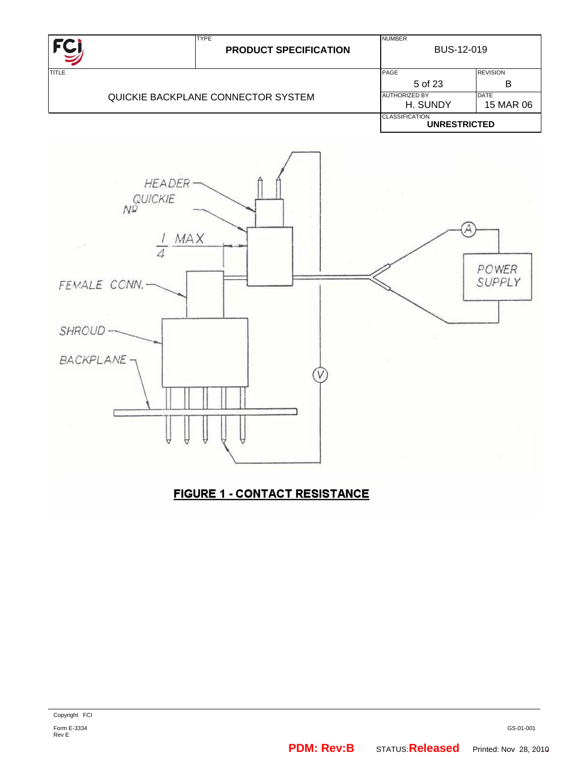HEADER

QUICKIE Nº

1/4 MAX

FEMALE CONN.

SHROUD

BACKPLANE

POWER SUPPLY

A

V

**FIGURE 1 - CONTACT RESISTANCE**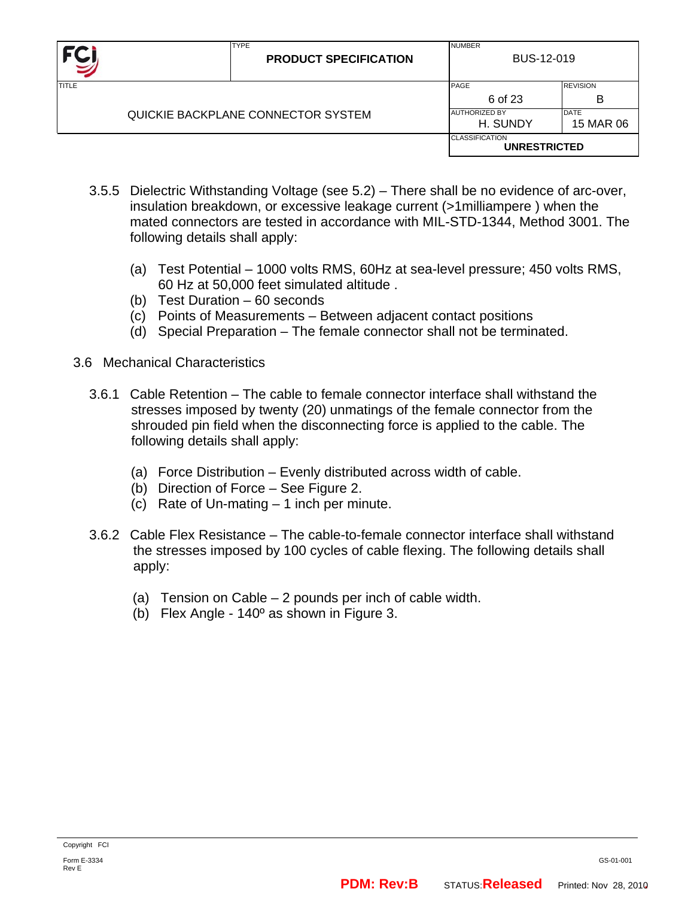3.5.5 Dielectric Withstanding Voltage (see 5.2) – There shall be no evidence of arc-over, insulation breakdown, or excessive leakage current (>1milliampere ) when the mated connectors are tested in accordance with MIL-STD-1344, Method 3001. The following details shall apply:

(a) Test Potential – 1000 volts RMS, 60Hz at sea-level pressure; 450 volts RMS, 60 Hz at 50,000 feet simulated altitude .
(b) Test Duration – 60 seconds
(c) Points of Measurements – Between adjacent contact positions
(d) Special Preparation – The female connector shall not be terminated.

## 3.6 Mechanical Characteristics

3.6.1 Cable Retention – The cable to female connector interface shall withstand the stresses imposed by twenty (20) unmatings of the female connector from the shrouded pin field when the disconnecting force is applied to the cable. The following details shall apply:

(a) Force Distribution – Evenly distributed across width of cable.
(b) Direction of Force – See Figure 2.
(c) Rate of Un-mating – 1 inch per minute.

3.6.2 Cable Flex Resistance – The cable-to-female connector interface shall withstand the stresses imposed by 100 cycles of cable flexing. The following details shall apply:

(a) Tension on Cable – 2 pounds per inch of cable width.
(b) Flex Angle - 140º as shown in Figure 3.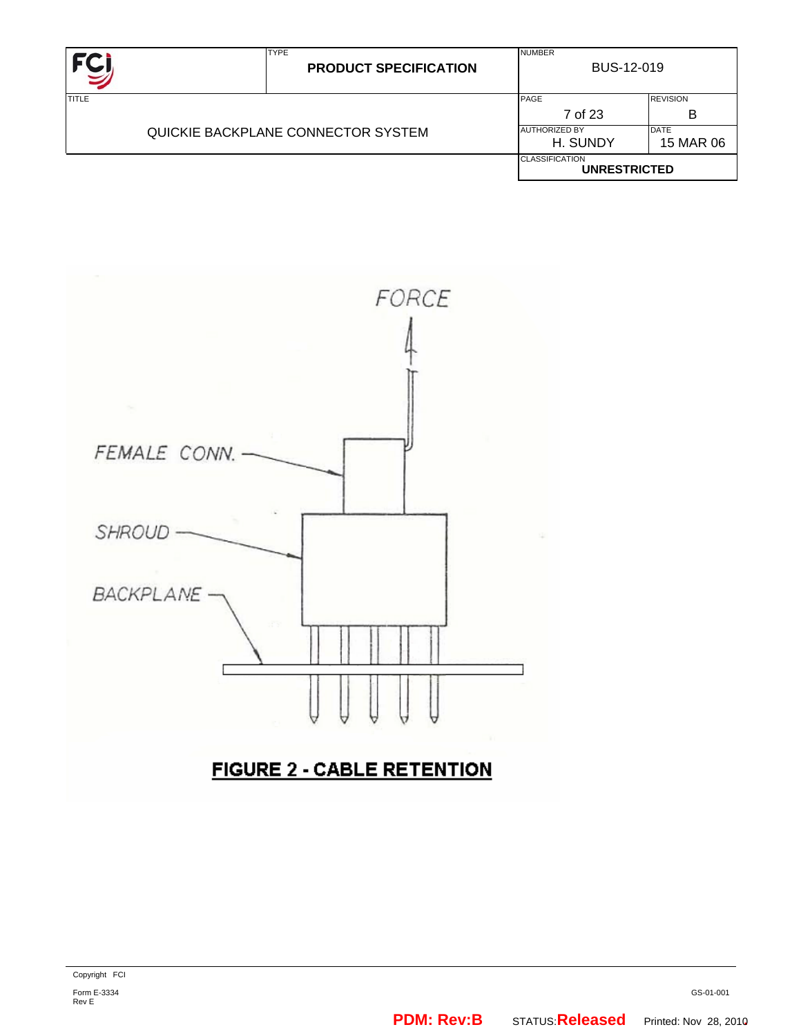FORCE

FEMALE CONN.

SHROUD

BACKPLANE

**FIGURE 2 - CABLE RETENTION**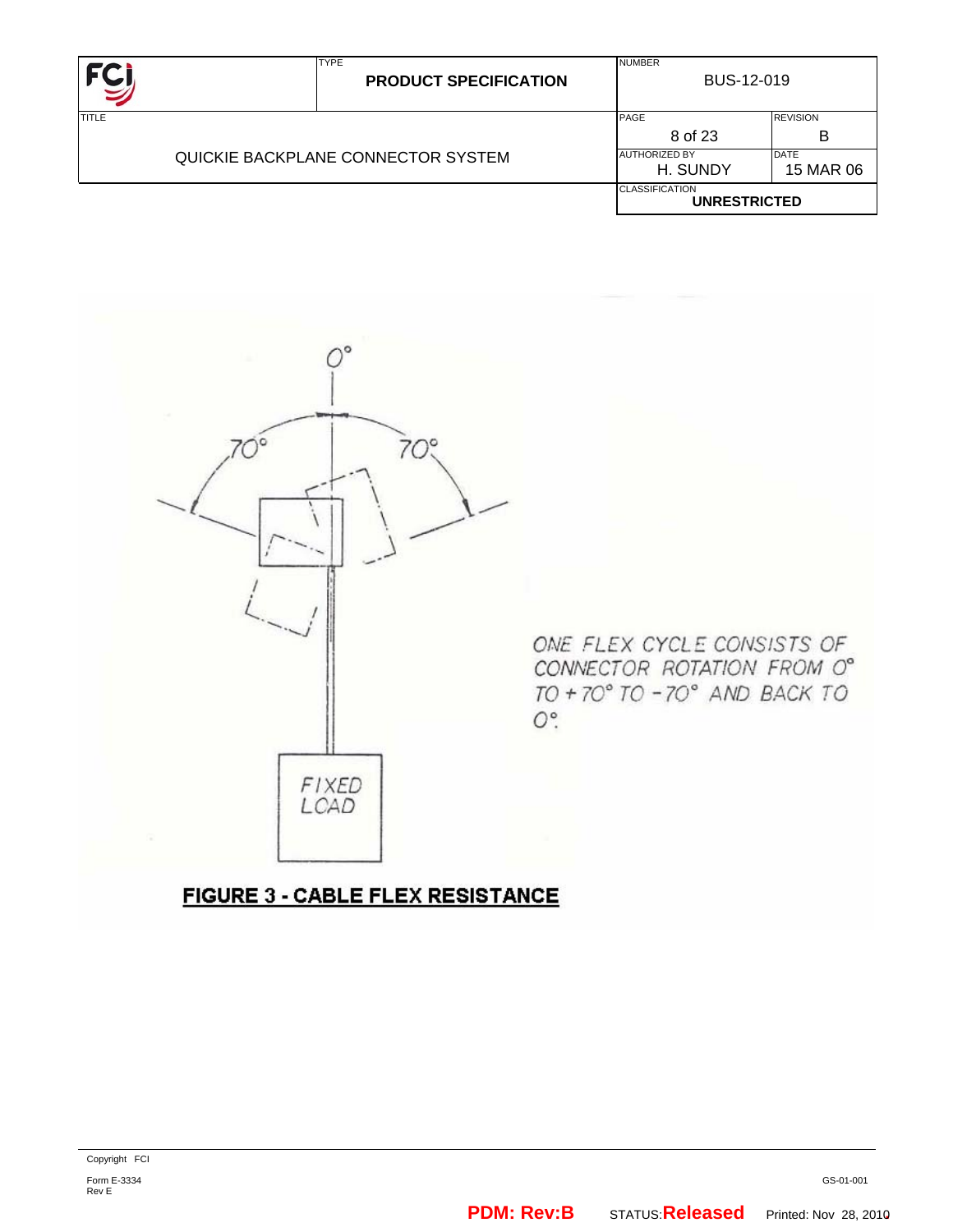0°

70° 70°

FIXED LOAD

ONE FLEX CYCLE CONSISTS OF CONNECTOR ROTATION FROM 0° TO +70° TO -70° AND BACK TO 0°.

**FIGURE 3 - CABLE FLEX RESISTANCE**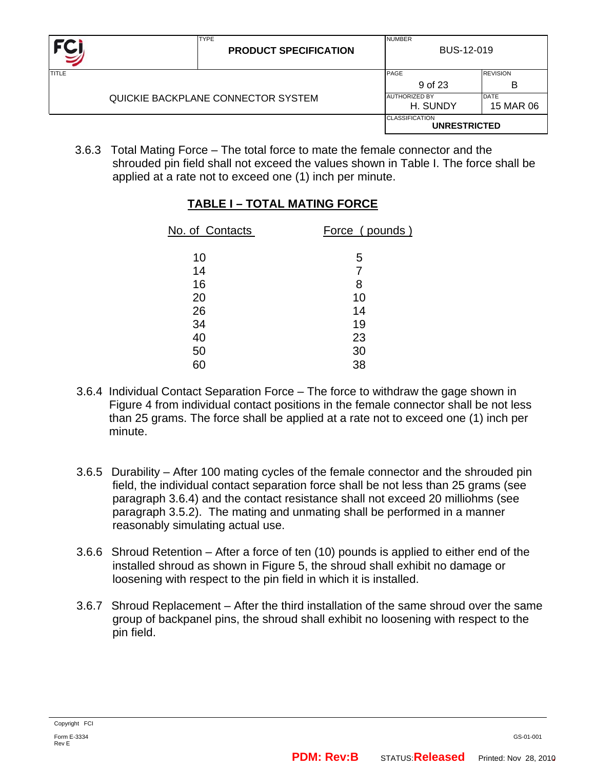3.6.3 Total Mating Force – The total force to mate the female connector and the shrouded pin field shall not exceed the values shown in Table I. The force shall be applied at a rate not to exceed one (1) inch per minute.

**TABLE I – TOTAL MATING FORCE**

| No. of Contacts | Force ( pounds ) |
|---|---|
| 10 | 5 |
| 14 | 7 |
| 16 | 8 |
| 20 | 10 |
| 26 | 14 |
| 34 | 19 |
| 40 | 23 |
| 50 | 30 |
| 60 | 38 |

3.6.4 Individual Contact Separation Force – The force to withdraw the gage shown in Figure 4 from individual contact positions in the female connector shall be not less than 25 grams. The force shall be applied at a rate not to exceed one (1) inch per minute.

3.6.5 Durability – After 100 mating cycles of the female connector and the shrouded pin field, the individual contact separation force shall be not less than 25 grams (see paragraph 3.6.4) and the contact resistance shall not exceed 20 milliohms (see paragraph 3.5.2). The mating and unmating shall be performed in a manner reasonably simulating actual use.

3.6.6 Shroud Retention – After a force of ten (10) pounds is applied to either end of the installed shroud as shown in Figure 5, the shroud shall exhibit no damage or loosening with respect to the pin field in which it is installed.

3.6.7 Shroud Replacement – After the third installation of the same shroud over the same group of backpanel pins, the shroud shall exhibit no loosening with respect to the pin field.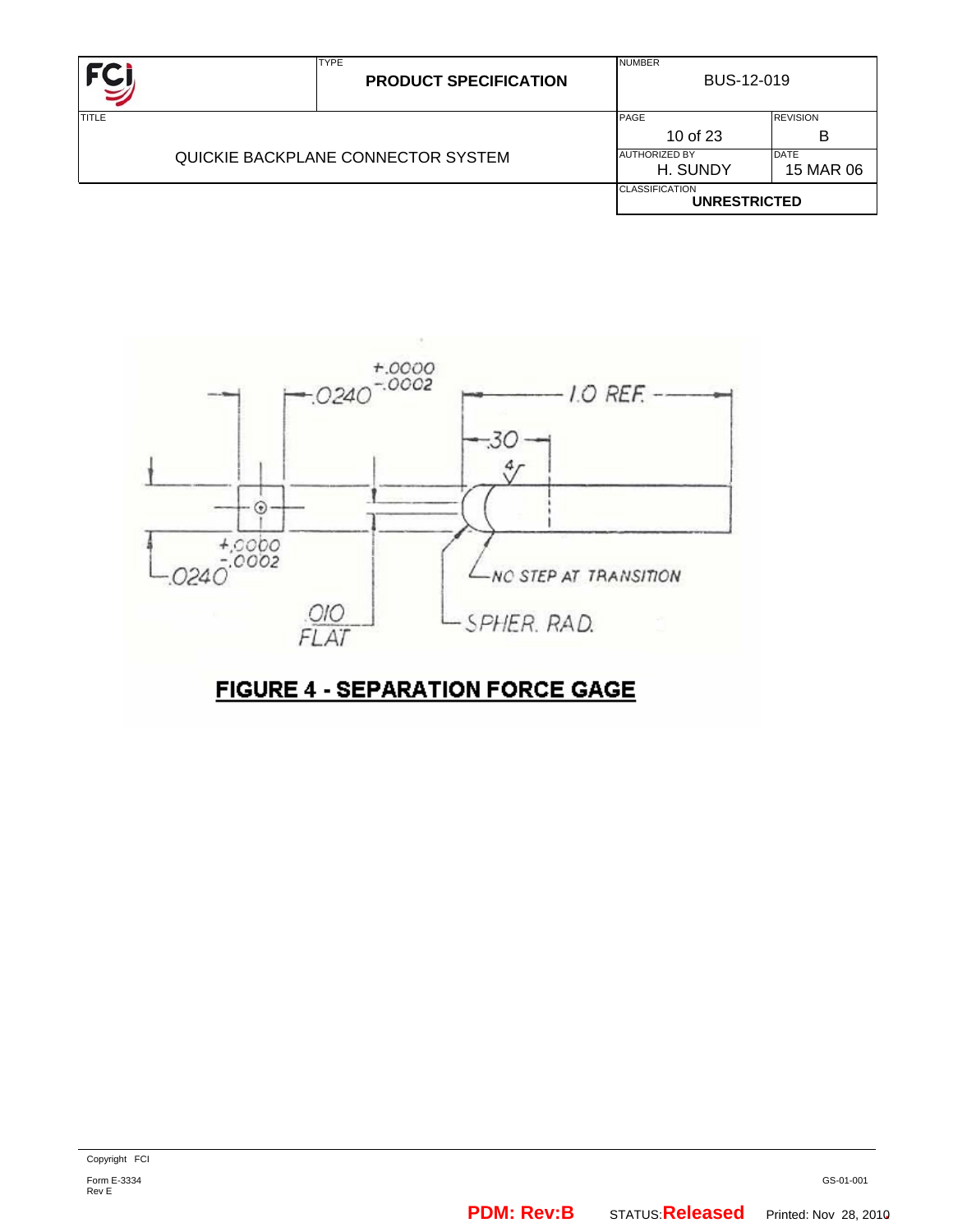**FIGURE 4 - SEPARATION FORCE GAGE**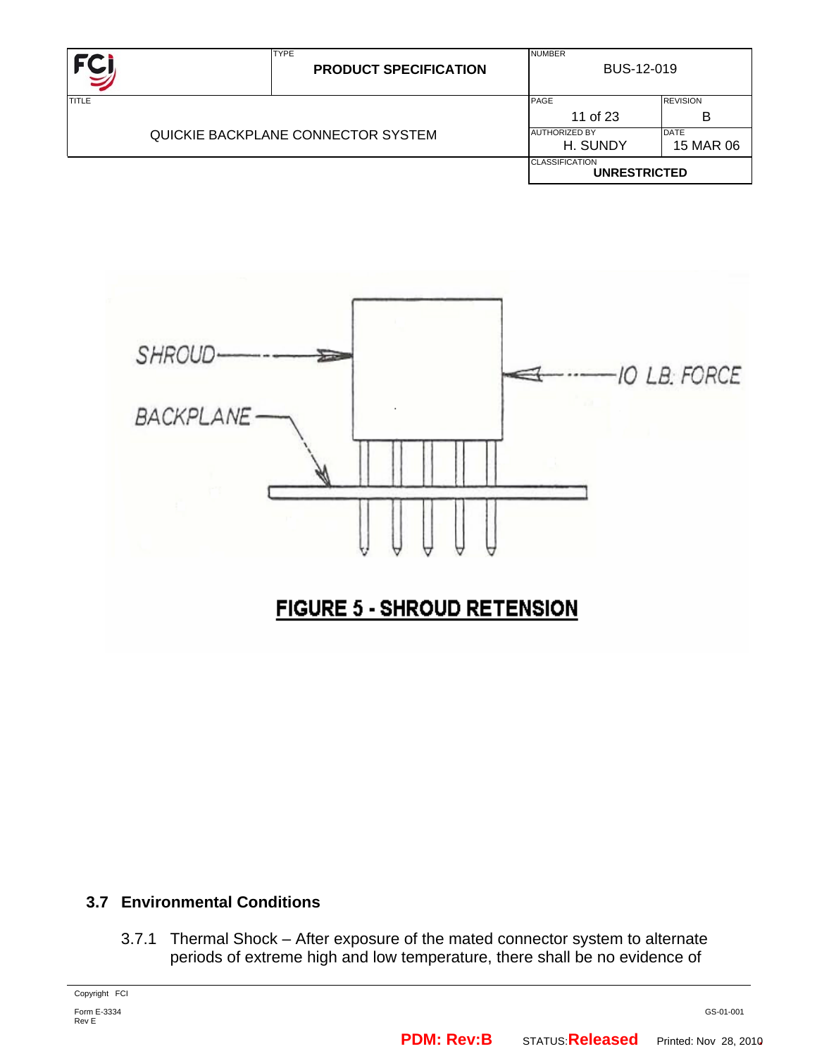SHROUD

10 LB. FORCE

BACKPLANE

**FIGURE 5 - SHROUD RETENSION**

### 3.7 Environmental Conditions

3.7.1 Thermal Shock – After exposure of the mated connector system to alternate periods of extreme high and low temperature, there shall be no evidence of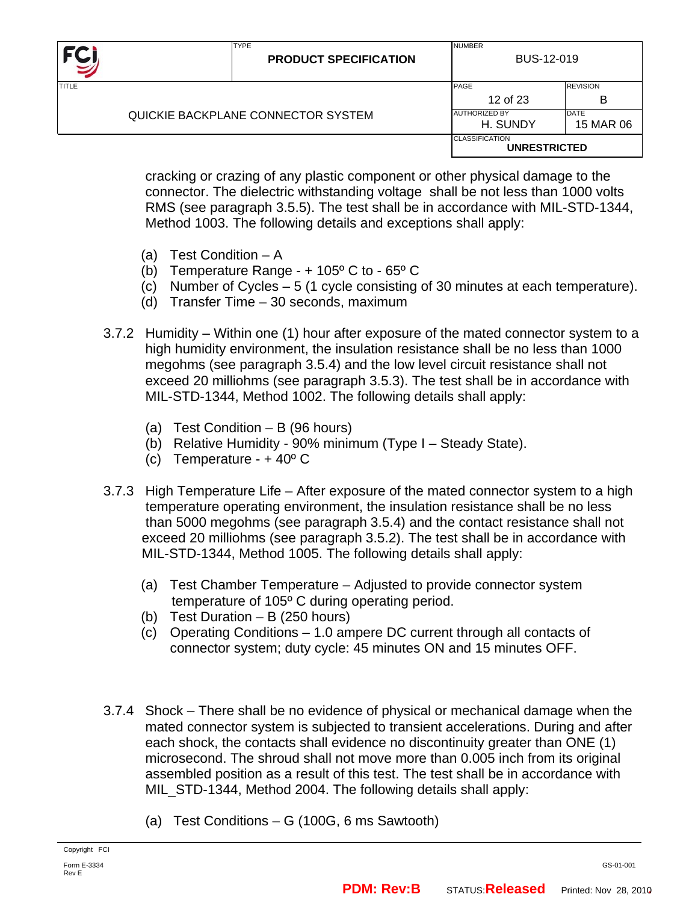cracking or crazing of any plastic component or other physical damage to the connector. The dielectric withstanding voltage shall be not less than 1000 volts RMS (see paragraph 3.5.5). The test shall be in accordance with MIL-STD-1344, Method 1003. The following details and exceptions shall apply:

(a) Test Condition – A
(b) Temperature Range - + 105º C to - 65º C
(c) Number of Cycles – 5 (1 cycle consisting of 30 minutes at each temperature).
(d) Transfer Time – 30 seconds, maximum

3.7.2 Humidity – Within one (1) hour after exposure of the mated connector system to a high humidity environment, the insulation resistance shall be no less than 1000 megohms (see paragraph 3.5.4) and the low level circuit resistance shall not exceed 20 milliohms (see paragraph 3.5.3). The test shall be in accordance with MIL-STD-1344, Method 1002. The following details shall apply:

(a) Test Condition – B (96 hours)
(b) Relative Humidity - 90% minimum (Type I – Steady State).
(c) Temperature - + 40º C

3.7.3 High Temperature Life – After exposure of the mated connector system to a high temperature operating environment, the insulation resistance shall be no less than 5000 megohms (see paragraph 3.5.4) and the contact resistance shall not exceed 20 milliohms (see paragraph 3.5.2). The test shall be in accordance with MIL-STD-1344, Method 1005. The following details shall apply:

(a) Test Chamber Temperature – Adjusted to provide connector system temperature of 105º C during operating period.
(b) Test Duration – B (250 hours)
(c) Operating Conditions – 1.0 ampere DC current through all contacts of connector system; duty cycle: 45 minutes ON and 15 minutes OFF.

3.7.4 Shock – There shall be no evidence of physical or mechanical damage when the mated connector system is subjected to transient accelerations. During and after each shock, the contacts shall evidence no discontinuity greater than ONE (1) microsecond. The shroud shall not move more than 0.005 inch from its original assembled position as a result of this test. The test shall be in accordance with MIL_STD-1344, Method 2004. The following details shall apply:

(a) Test Conditions – G (100G, 6 ms Sawtooth)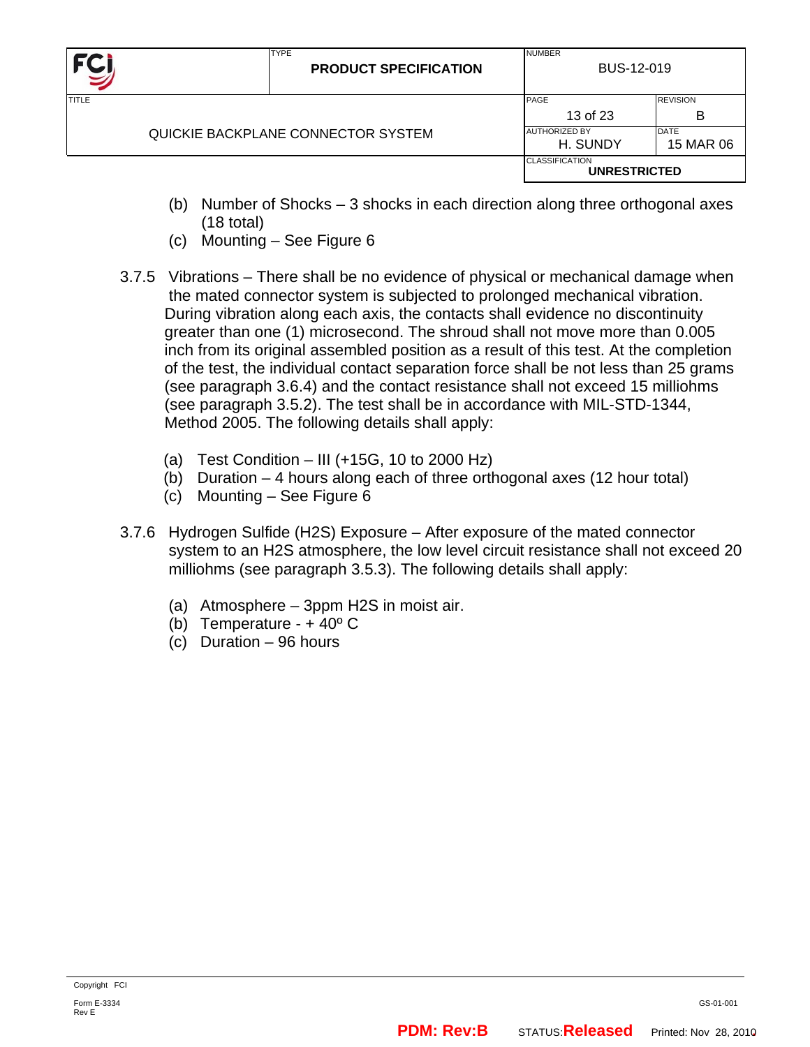(b) Number of Shocks – 3 shocks in each direction along three orthogonal axes (18 total)
(c) Mounting – See Figure 6

3.7.5 Vibrations – There shall be no evidence of physical or mechanical damage when the mated connector system is subjected to prolonged mechanical vibration. During vibration along each axis, the contacts shall evidence no discontinuity greater than one (1) microsecond. The shroud shall not move more than 0.005 inch from its original assembled position as a result of this test. At the completion of the test, the individual contact separation force shall be not less than 25 grams (see paragraph 3.6.4) and the contact resistance shall not exceed 15 milliohms (see paragraph 3.5.2). The test shall be in accordance with MIL-STD-1344, Method 2005. The following details shall apply:

(a) Test Condition – III (+15G, 10 to 2000 Hz)
(b) Duration – 4 hours along each of three orthogonal axes (12 hour total)
(c) Mounting – See Figure 6

3.7.6 Hydrogen Sulfide ($H_2S$) Exposure – After exposure of the mated connector system to an $H_2S$ atmosphere, the low level circuit resistance shall not exceed 20 milliohms (see paragraph 3.5.3). The following details shall apply:

(a) Atmosphere – 3ppm $H_2S$ in moist air.
(b) Temperature - + 40º C
(c) Duration – 96 hours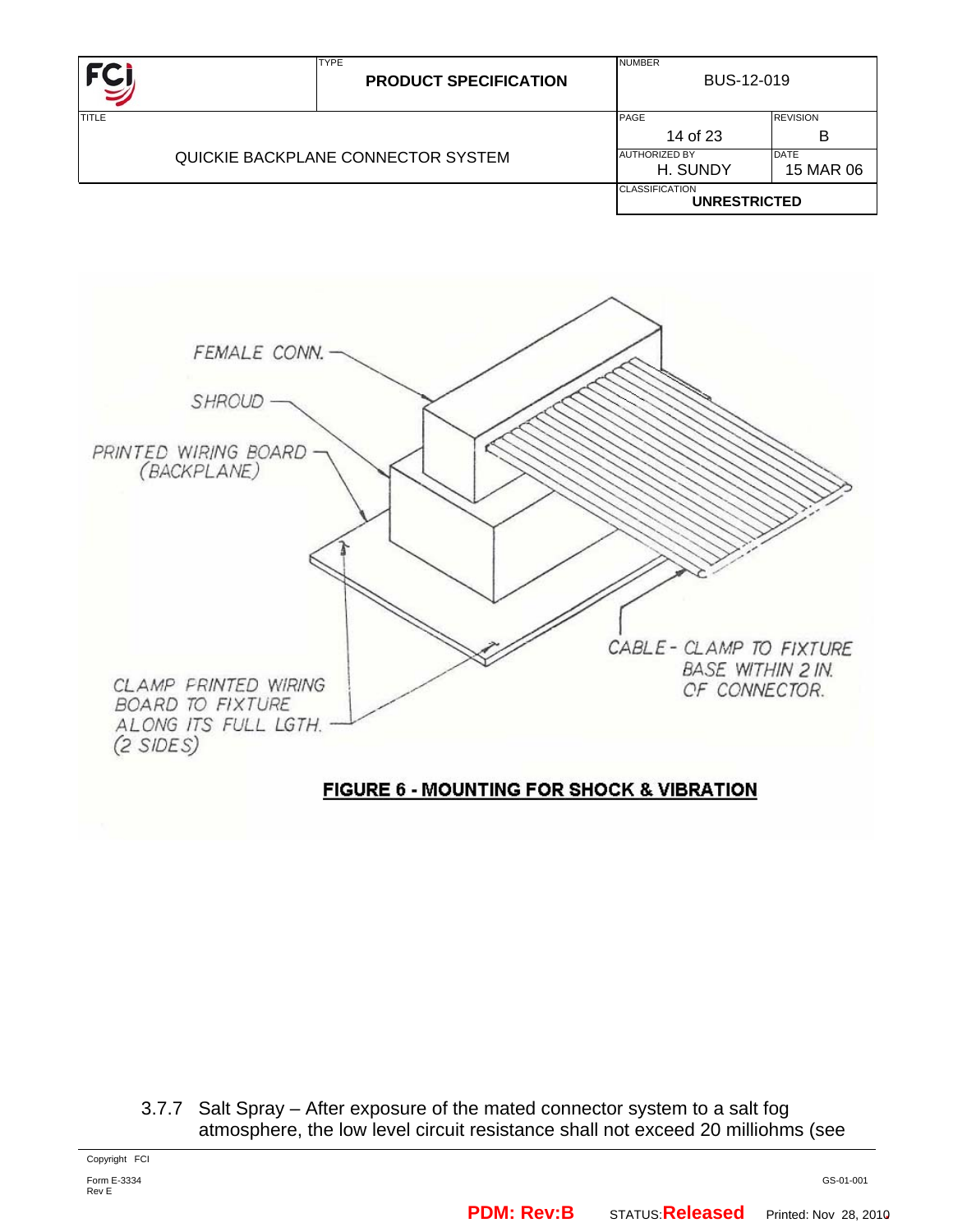FEMALE CONN.

SHROUD

PRINTED WIRING BOARD (BACKPLANE)

CABLE - CLAMP TO FIXTURE BASE WITHIN 2 IN. OF CONNECTOR.

CLAMP PRINTED WIRING BOARD TO FIXTURE ALONG ITS FULL LGTH. (2 SIDES)

**FIGURE 6 - MOUNTING FOR SHOCK & VIBRATION**

3.7.7 Salt Spray – After exposure of the mated connector system to a salt fog atmosphere, the low level circuit resistance shall not exceed 20 milliohms (see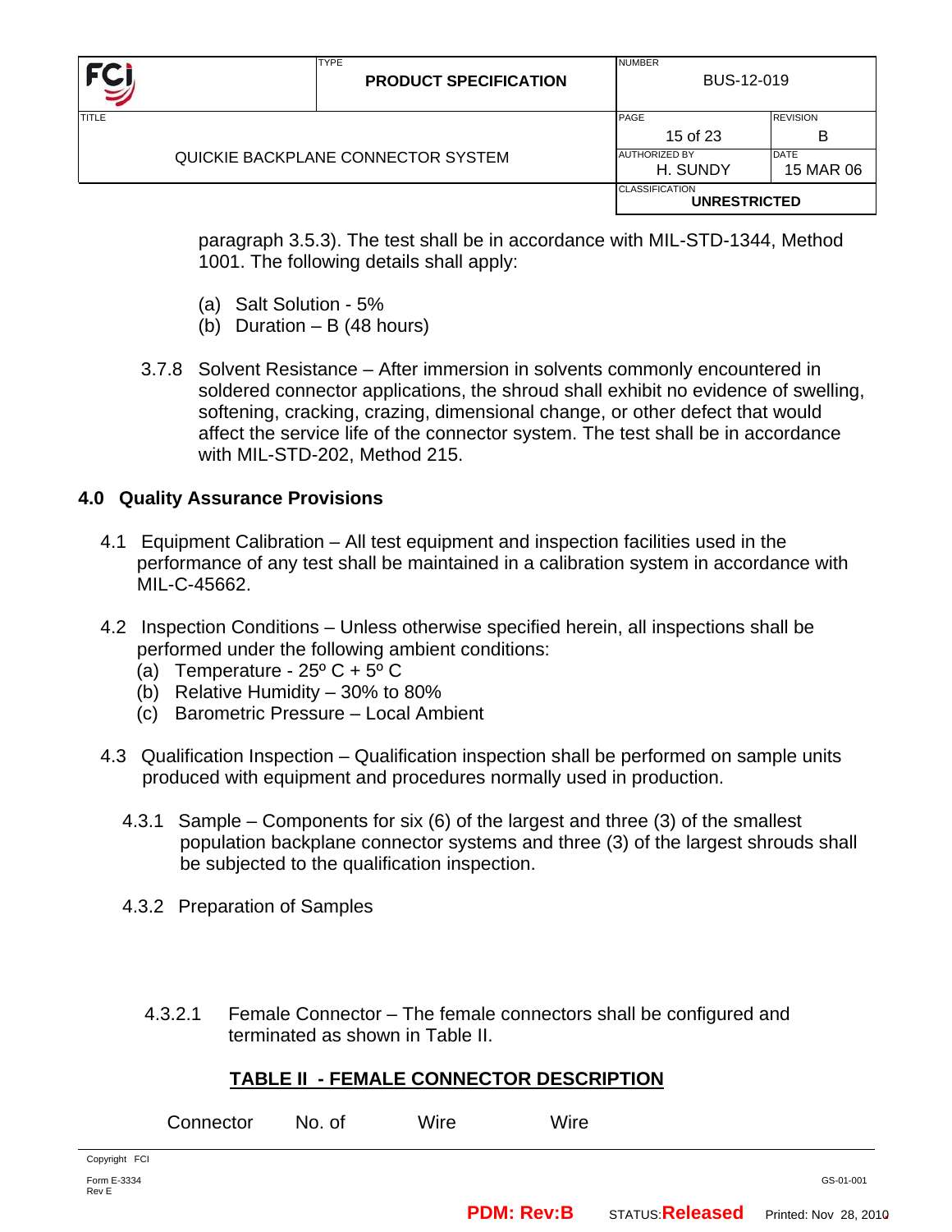paragraph 3.5.3). The test shall be in accordance with MIL-STD-1344, Method 1001. The following details shall apply:

(a) Salt Solution - 5%
(b) Duration – B (48 hours)

3.7.8 Solvent Resistance – After immersion in solvents commonly encountered in soldered connector applications, the shroud shall exhibit no evidence of swelling, softening, cracking, crazing, dimensional change, or other defect that would affect the service life of the connector system. The test shall be in accordance with MIL-STD-202, Method 215.

## 4.0 Quality Assurance Provisions

4.1 Equipment Calibration – All test equipment and inspection facilities used in the performance of any test shall be maintained in a calibration system in accordance with MIL-C-45662.

4.2 Inspection Conditions – Unless otherwise specified herein, all inspections shall be performed under the following ambient conditions:
(a) Temperature - 25º C + 5º C
(b) Relative Humidity – 30% to 80%
(c) Barometric Pressure – Local Ambient

4.3 Qualification Inspection – Qualification inspection shall be performed on sample units produced with equipment and procedures normally used in production.

4.3.1 Sample – Components for six (6) of the largest and three (3) of the smallest population backplane connector systems and three (3) of the largest shrouds shall be subjected to the qualification inspection.

4.3.2 Preparation of Samples

4.3.2.1 Female Connector – The female connectors shall be configured and terminated as shown in Table II.

**TABLE II - FEMALE CONNECTOR DESCRIPTION**

Connector No. of Wire Wire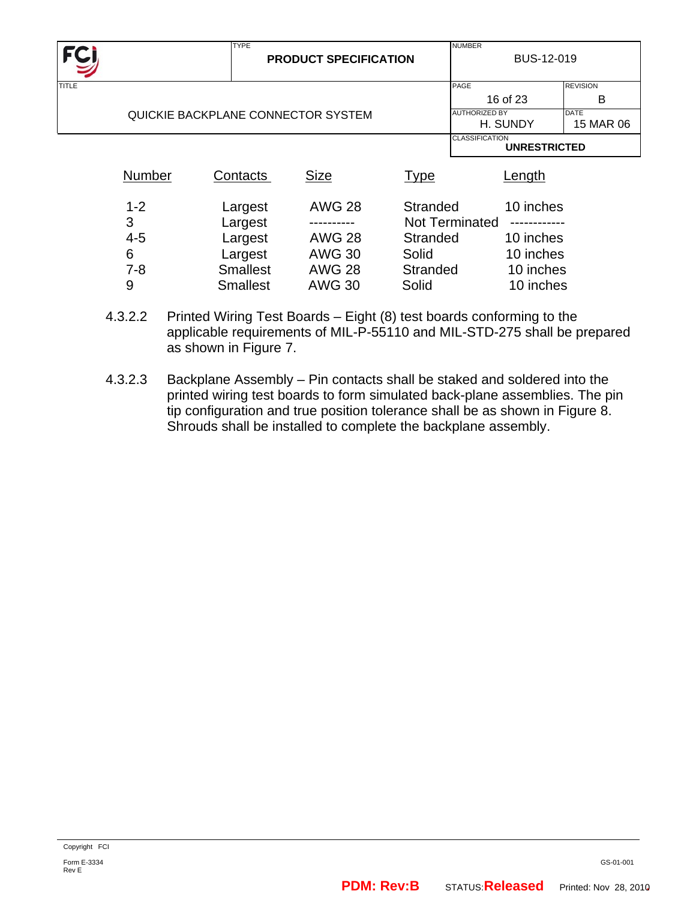| Number | Contacts | Size | Type | Length |
| --- | --- | --- | --- | --- |
| 1-2 | Largest | AWG 28 | Stranded | 10 inches |
| 3 | Largest | ---------- | Not Terminated | ------------ |
| 4-5 | Largest | AWG 28 | Stranded | 10 inches |
| 6 | Largest | AWG 30 | Solid | 10 inches |
| 7-8 | Smallest | AWG 28 | Stranded | 10 inches |
| 9 | Smallest | AWG 30 | Solid | 10 inches |

4.3.2.2 Printed Wiring Test Boards – Eight (8) test boards conforming to the applicable requirements of MIL-P-55110 and MIL-STD-275 shall be prepared as shown in Figure 7.

4.3.2.3 Backplane Assembly – Pin contacts shall be staked and soldered into the printed wiring test boards to form simulated back-plane assemblies. The pin tip configuration and true position tolerance shall be as shown in Figure 8. Shrouds shall be installed to complete the backplane assembly.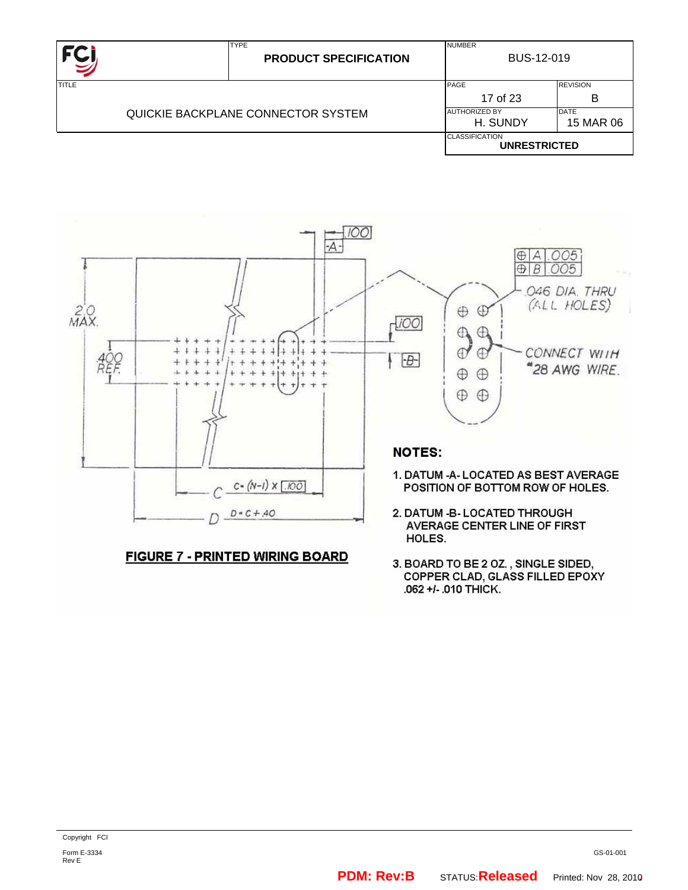| FCI | TYPE **PRODUCT SPECIFICATION** | NUMBER BUS-12-019 | |
|---|---|---|---|
| TITLE QUICKIE BACKPLANE CONNECTOR SYSTEM | | PAGE 17 of 23 | REVISION B |
| | | AUTHORIZED BY H. SUNDY | DATE 15 MAR 06 |
| | | CLASSIFICATION **UNRESTRICTED** | |

.100

-A-

⊕ A .005
⊕ B .005

.046 DIA. THRU (ALL HOLES)

2.0 MAX.

.100

.400 REF.

-B-

CONNECT WITH #28 AWG WIRE.

C  C = (N-1) X .100

D  D = C + .40

**FIGURE 7 - PRINTED WIRING BOARD**

**NOTES:**

1. DATUM -A- LOCATED AS BEST AVERAGE POSITION OF BOTTOM ROW OF HOLES.
2. DATUM -B- LOCATED THROUGH AVERAGE CENTER LINE OF FIRST HOLES.
3. BOARD TO BE 2 OZ., SINGLE SIDED, COPPER CLAD, GLASS FILLED EPOXY .062 +/- .010 THICK.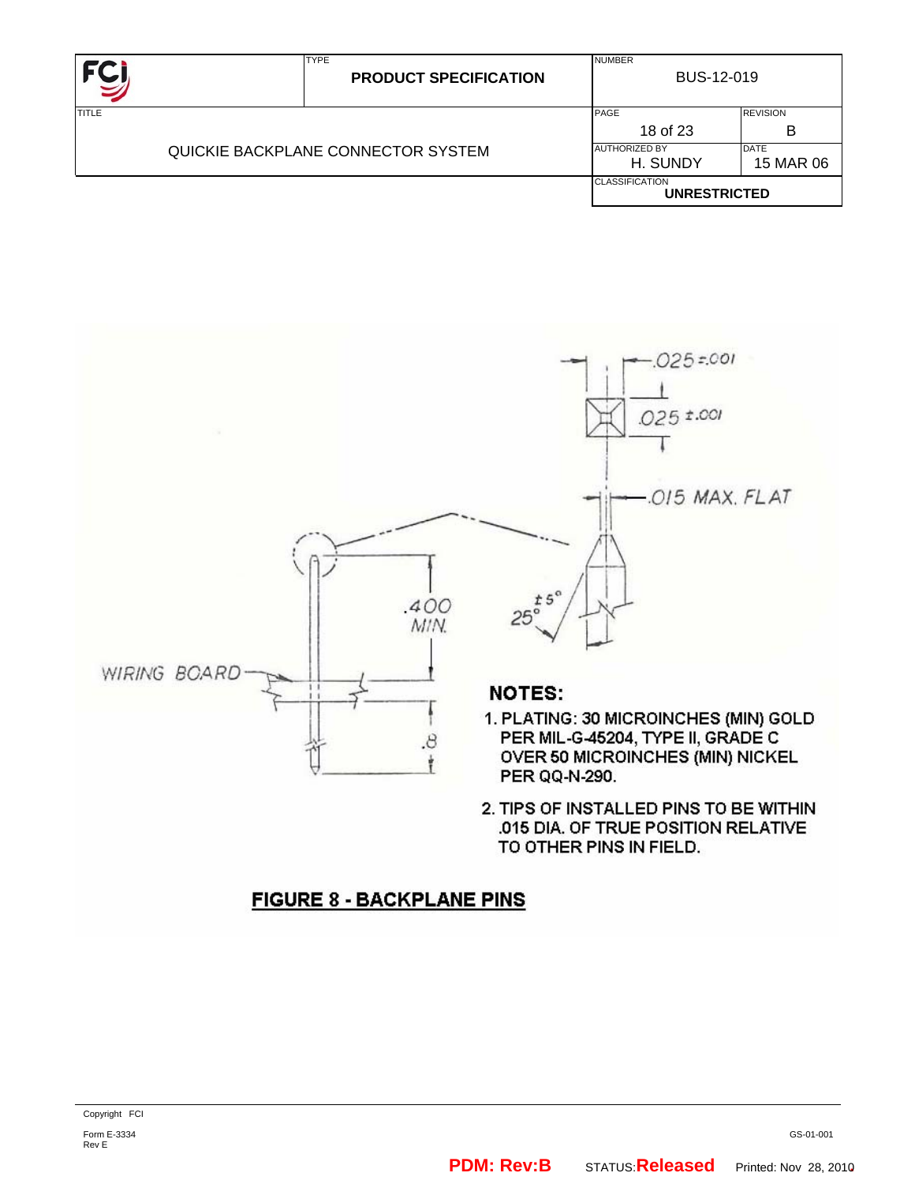WIRING BOARD

.025 ±.001

.025 ±.001

.015 MAX. FLAT

.400 MIN.

25° ±5°

.8

**NOTES:**

1. PLATING: 30 MICROINCHES (MIN) GOLD PER MIL-G-45204, TYPE II, GRADE C OVER 50 MICROINCHES (MIN) NICKEL PER QQ-N-290.
2. TIPS OF INSTALLED PINS TO BE WITHIN .015 DIA. OF TRUE POSITION RELATIVE TO OTHER PINS IN FIELD.

**FIGURE 8 - BACKPLANE PINS**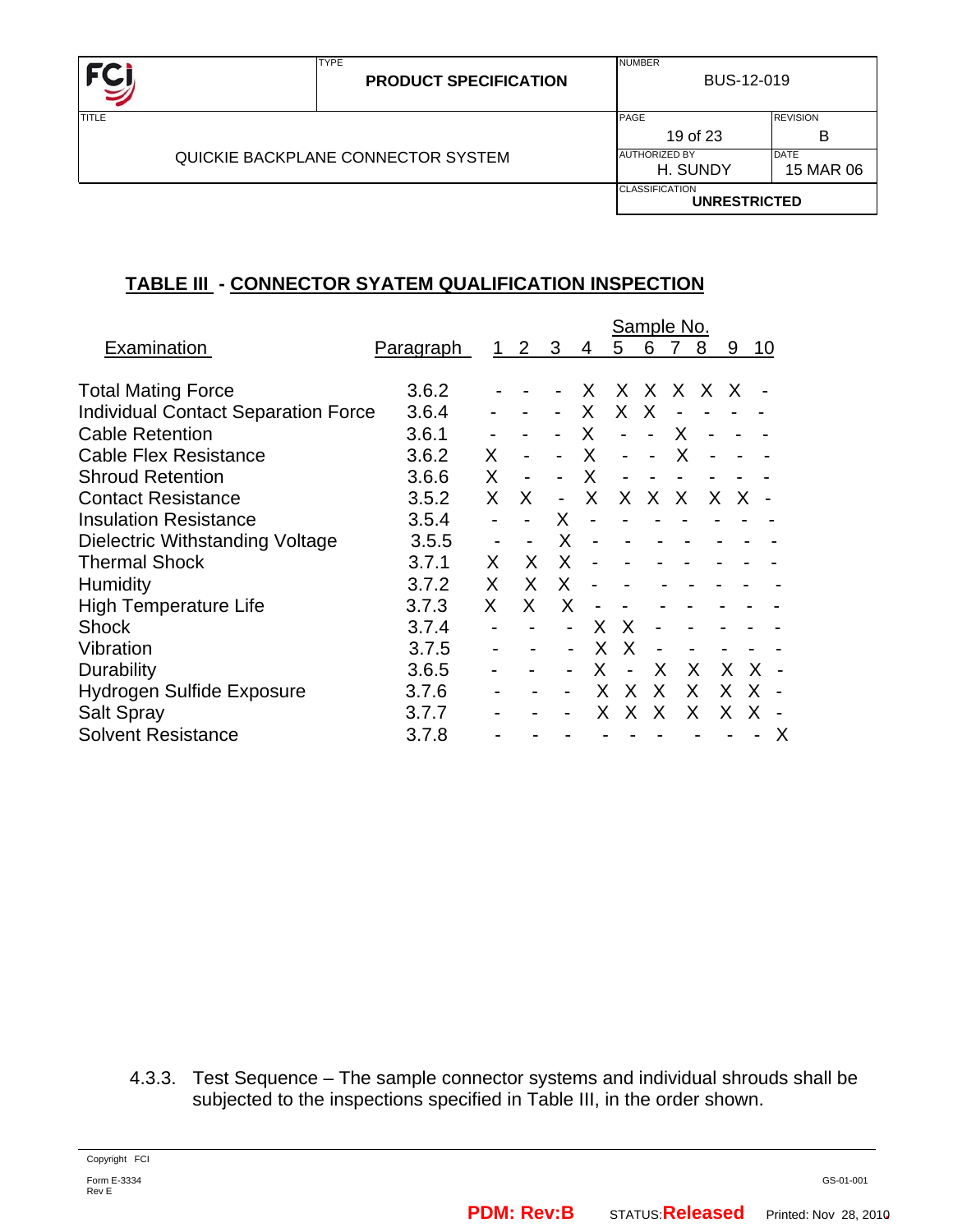## TABLE III - CONNECTOR SYATEM QUALIFICATION INSPECTION

| Examination | Paragraph | Sample No. 1 | 2 | 3 | 4 | 5 | 6 | 7 | 8 | 9 | 10 |
|---|---|---|---|---|---|---|---|---|---|---|---|
| Total Mating Force | 3.6.2 | - | - | - | X | X | X | X | X | X | - |
| Individual Contact Separation Force | 3.6.4 | - | - | - | X | X | X | - | - | - | - |
| Cable Retention | 3.6.1 | - | - | - | X | - | - | X | - | - | - |
| Cable Flex Resistance | 3.6.2 | X | - | - | X | - | - | X | - | - | - |
| Shroud Retention | 3.6.6 | X | - | - | X | - | - | - | - | - | - |
| Contact Resistance | 3.5.2 | X | X | - | X | X | X | X | X | X | - |
| Insulation Resistance | 3.5.4 | - | - | X | - | - | - | - | - | - | - |
| Dielectric Withstanding Voltage | 3.5.5 | - | - | X | - | - | - | - | - | - | - |
| Thermal Shock | 3.7.1 | X | X | X | - | - | - | - | - | - | - |
| Humidity | 3.7.2 | X | X | X | - | - | - | - | - | - | - |
| High Temperature Life | 3.7.3 | X | X | X | - | - | - | - | - | - | - |
| Shock | 3.7.4 | - | - | - | X | X | - | - | - | - | - |
| Vibration | 3.7.5 | - | - | - | X | X | - | - | - | - | - |
| Durability | 3.6.5 | - | - | - | X | - | X | X | X | X | - |
| Hydrogen Sulfide Exposure | 3.7.6 | - | - | - | X | X | X | X | X | X | - |
| Salt Spray | 3.7.7 | - | - | - | X | X | X | X | X | X | - |
| Solvent Resistance | 3.7.8 | - | - | - | - | - | - | - | - | - | X |

4.3.3. Test Sequence – The sample connector systems and individual shrouds shall be subjected to the inspections specified in Table III, in the order shown.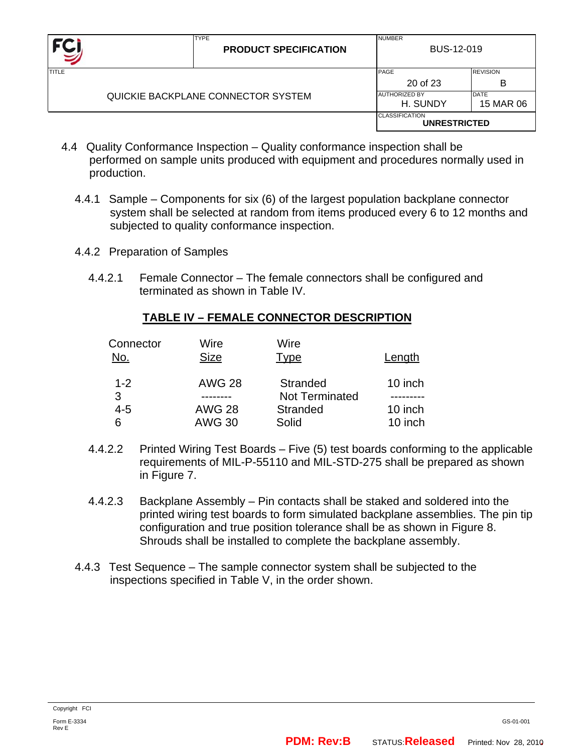4.4 Quality Conformance Inspection – Quality conformance inspection shall be performed on sample units produced with equipment and procedures normally used in production.

4.4.1 Sample – Components for six (6) of the largest population backplane connector system shall be selected at random from items produced every 6 to 12 months and subjected to quality conformance inspection.

4.4.2 Preparation of Samples

4.4.2.1 Female Connector – The female connectors shall be configured and terminated as shown in Table IV.

**TABLE IV – FEMALE CONNECTOR DESCRIPTION**

| Connector No. | Wire Size | Wire Type | Length |
|---|---|---|---|
| 1-2 | AWG 28 | Stranded | 10 inch |
| 3 | -------- | Not Terminated | --------- |
| 4-5 | AWG 28 | Stranded | 10 inch |
| 6 | AWG 30 | Solid | 10 inch |

4.4.2.2 Printed Wiring Test Boards – Five (5) test boards conforming to the applicable requirements of MIL-P-55110 and MIL-STD-275 shall be prepared as shown in Figure 7.

4.4.2.3 Backplane Assembly – Pin contacts shall be staked and soldered into the printed wiring test boards to form simulated backplane assemblies. The pin tip configuration and true position tolerance shall be as shown in Figure 8. Shrouds shall be installed to complete the backplane assembly.

4.4.3 Test Sequence – The sample connector system shall be subjected to the inspections specified in Table V, in the order shown.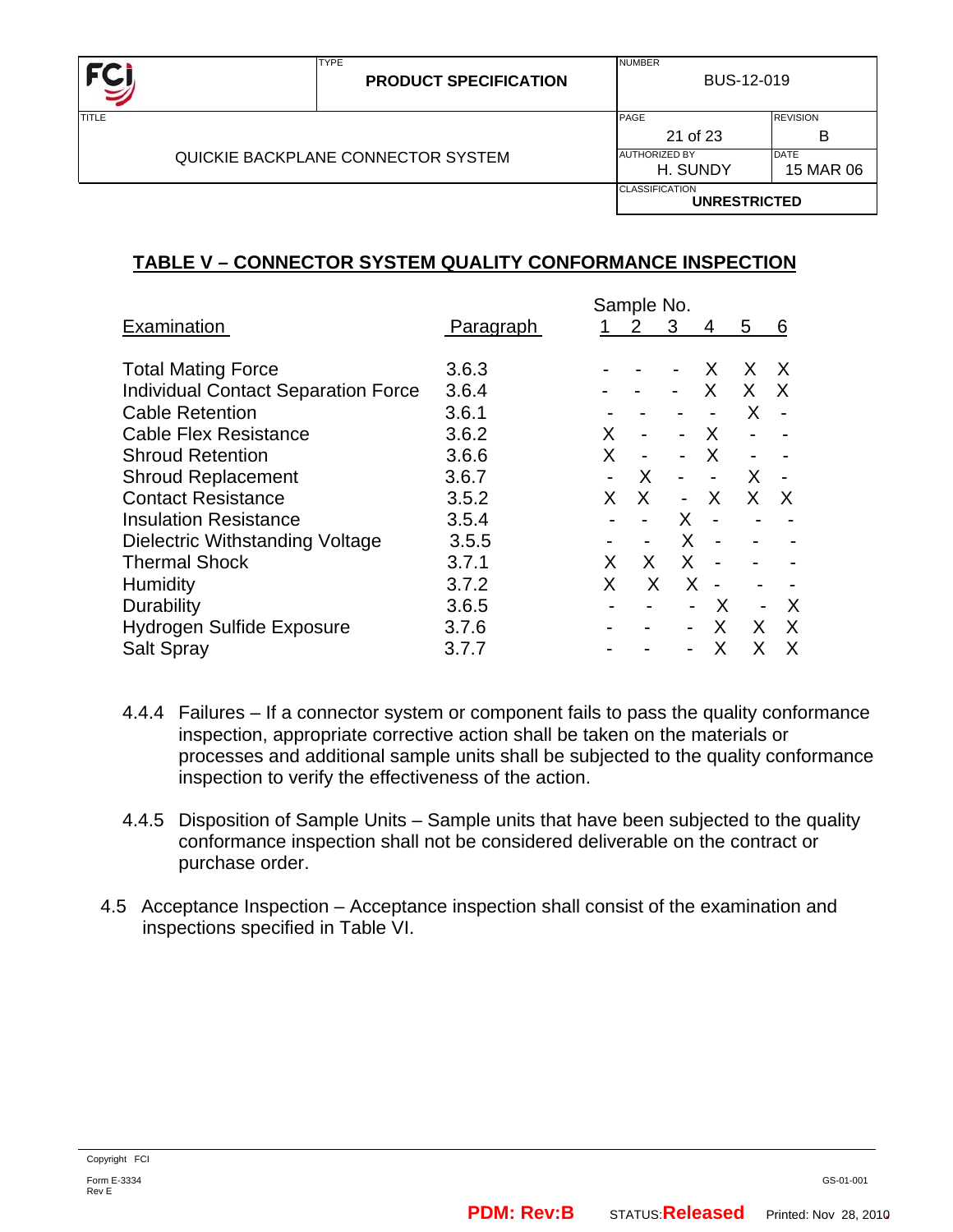## TABLE V – CONNECTOR SYSTEM QUALITY CONFORMANCE INSPECTION

| Examination | Paragraph | Sample No. 1 | 2 | 3 | 4 | 5 | 6 |
|---|---|---|---|---|---|---|---|
| Total Mating Force | 3.6.3 | - | - | - | X | X | X |
| Individual Contact Separation Force | 3.6.4 | - | - | - | X | X | X |
| Cable Retention | 3.6.1 | - | - | - | - | X | - |
| Cable Flex Resistance | 3.6.2 | X | - | - | X | - | - |
| Shroud Retention | 3.6.6 | X | - | - | X | - | - |
| Shroud Replacement | 3.6.7 | - | X | - | - | X | - |
| Contact Resistance | 3.5.2 | X | X | - | X | X | X |
| Insulation Resistance | 3.5.4 | - | - | X | - | - | - |
| Dielectric Withstanding Voltage | 3.5.5 | - | - | X | - | - | - |
| Thermal Shock | 3.7.1 | X | X | X | - | - | - |
| Humidity | 3.7.2 | X | X | X | - | - | - |
| Durability | 3.6.5 | - | - | - | X | - | X |
| Hydrogen Sulfide Exposure | 3.7.6 | - | - | - | X | X | X |
| Salt Spray | 3.7.7 | - | - | - | X | X | X |

4.4.4 Failures – If a connector system or component fails to pass the quality conformance inspection, appropriate corrective action shall be taken on the materials or processes and additional sample units shall be subjected to the quality conformance inspection to verify the effectiveness of the action.

4.4.5 Disposition of Sample Units – Sample units that have been subjected to the quality conformance inspection shall not be considered deliverable on the contract or purchase order.

4.5 Acceptance Inspection – Acceptance inspection shall consist of the examination and inspections specified in Table VI.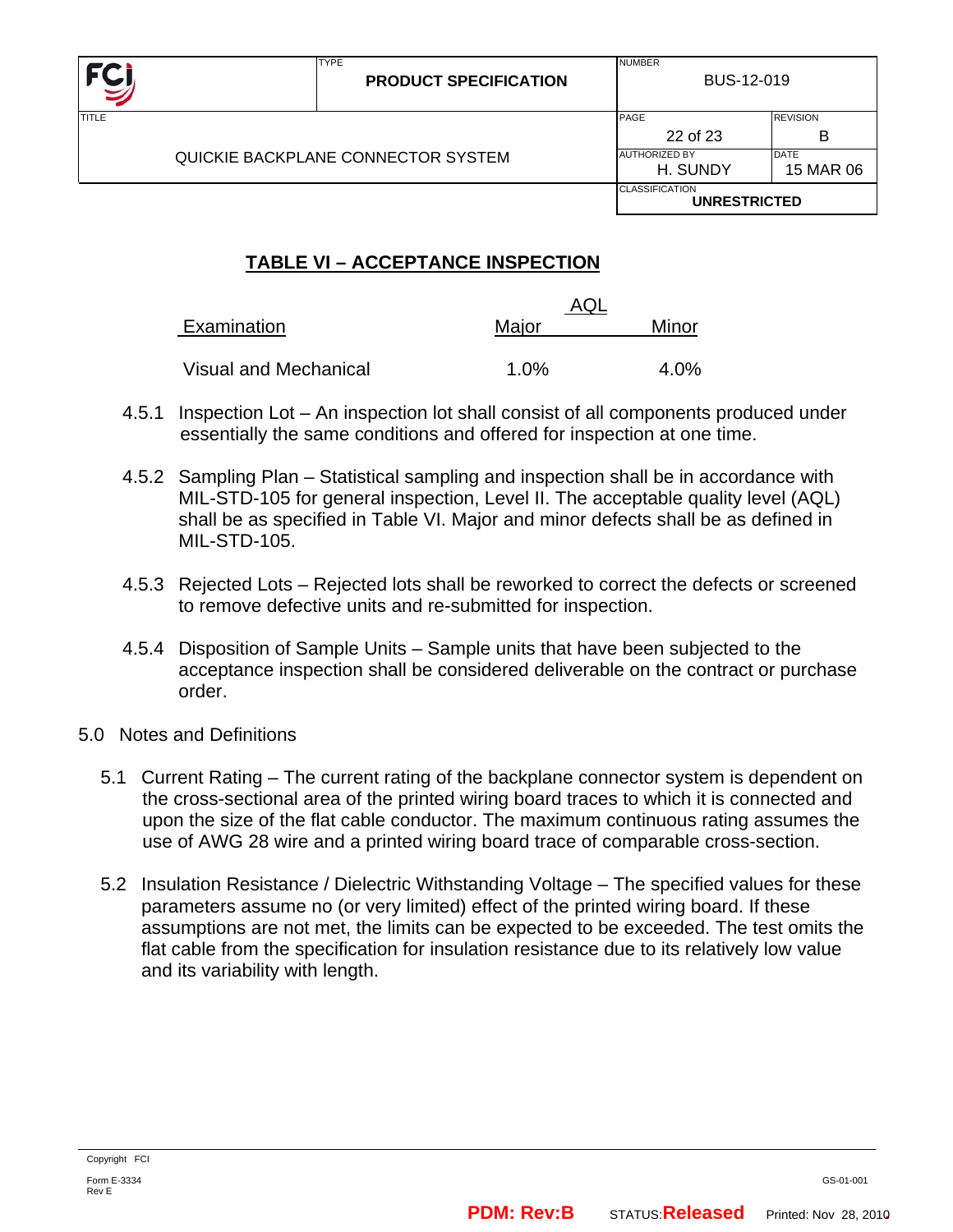## TABLE VI – ACCEPTANCE INSPECTION

| Examination | AQL | |
|---|---|---|
| | Major | Minor |
| Visual and Mechanical | 1.0% | 4.0% |

4.5.1 Inspection Lot – An inspection lot shall consist of all components produced under essentially the same conditions and offered for inspection at one time.

4.5.2 Sampling Plan – Statistical sampling and inspection shall be in accordance with MIL-STD-105 for general inspection, Level II. The acceptable quality level (AQL) shall be as specified in Table VI. Major and minor defects shall be as defined in MIL-STD-105.

4.5.3 Rejected Lots – Rejected lots shall be reworked to correct the defects or screened to remove defective units and re-submitted for inspection.

4.5.4 Disposition of Sample Units – Sample units that have been subjected to the acceptance inspection shall be considered deliverable on the contract or purchase order.

## 5.0 Notes and Definitions

5.1 Current Rating – The current rating of the backplane connector system is dependent on the cross-sectional area of the printed wiring board traces to which it is connected and upon the size of the flat cable conductor. The maximum continuous rating assumes the use of AWG 28 wire and a printed wiring board trace of comparable cross-section.

5.2 Insulation Resistance / Dielectric Withstanding Voltage – The specified values for these parameters assume no (or very limited) effect of the printed wiring board. If these assumptions are not met, the limits can be expected to be exceeded. The test omits the flat cable from the specification for insulation resistance due to its relatively low value and its variability with length.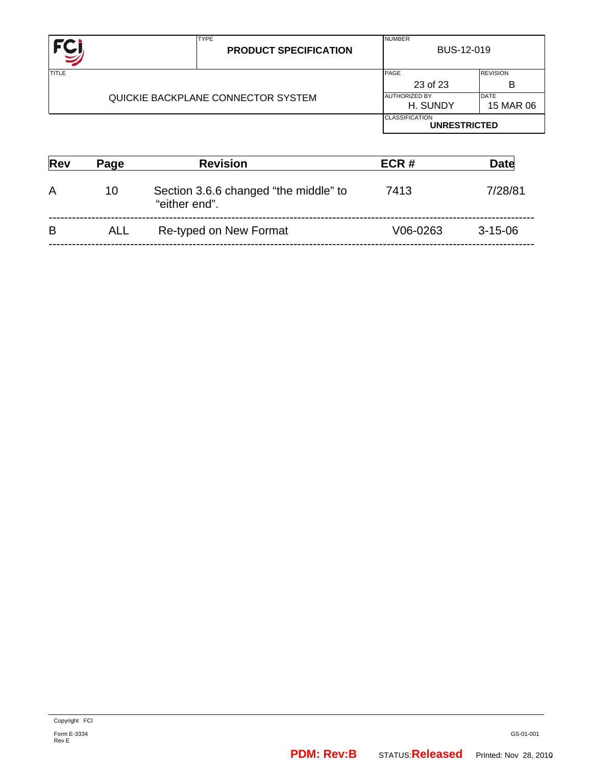| Rev | Page | Revision | ECR # | Date |
|---|---|---|---|---|
| A | 10 | Section 3.6.6 changed “the middle” to “either end”. | 7413 | 7/28/81 |
| B | ALL | Re-typed on New Format | V06-0263 | 3-15-06 |